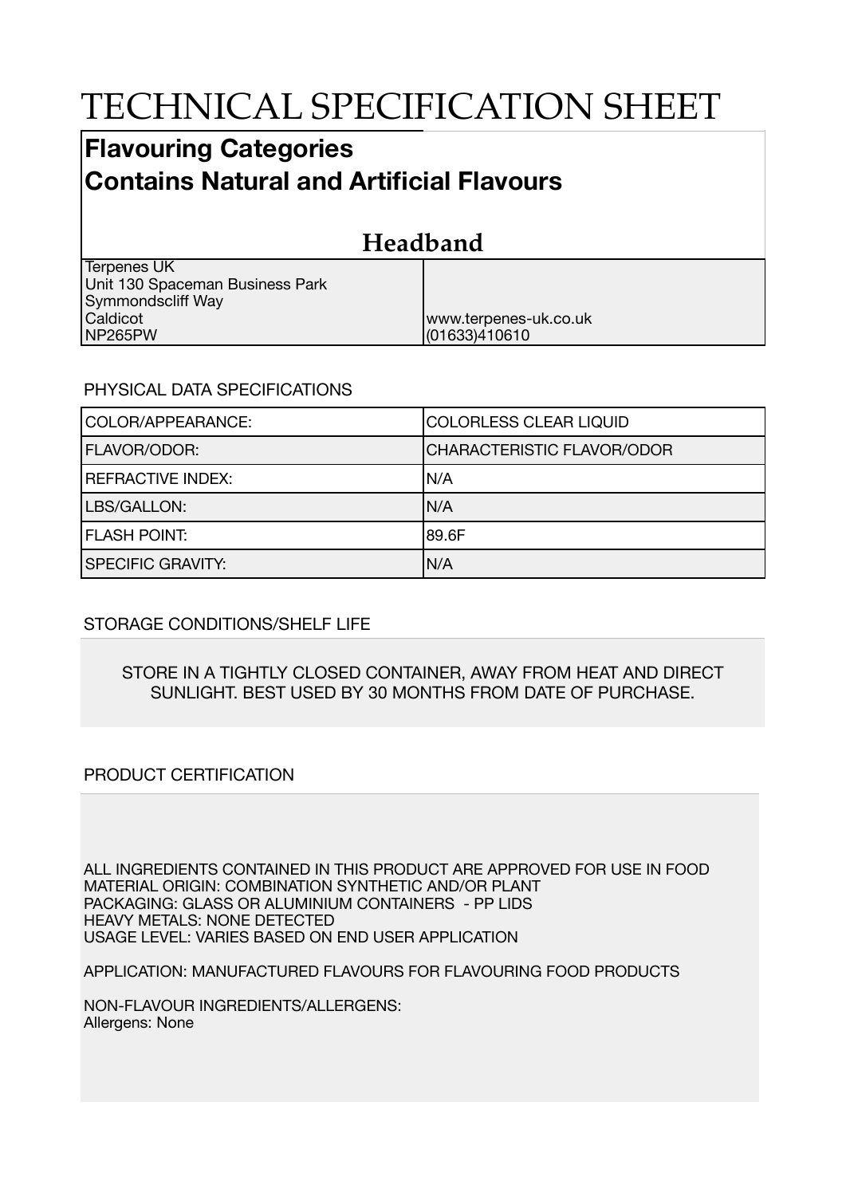# TECHNICAL SPECIFICATION SHEET

## Flavouring Categories
## Contains Natural and Artificial Flavours

### Headband

| | |
|---|---|
| Terpenes UK<br>Unit 130 Spaceman Business Park<br>Symmondscliff Way<br>Caldicot<br>NP265PW | www.terpenes-uk.co.uk<br>(01633)410610 |

PHYSICAL DATA SPECIFICATIONS

| | |
|---|---|
| COLOR/APPEARANCE: | COLORLESS CLEAR LIQUID |
| FLAVOR/ODOR: | CHARACTERISTIC FLAVOR/ODOR |
| REFRACTIVE INDEX: | N/A |
| LBS/GALLON: | N/A |
| FLASH POINT: | 89.6F |
| SPECIFIC GRAVITY: | N/A |

STORAGE CONDITIONS/SHELF LIFE

STORE IN A TIGHTLY CLOSED CONTAINER, AWAY FROM HEAT AND DIRECT SUNLIGHT. BEST USED BY 30 MONTHS FROM DATE OF PURCHASE.

PRODUCT CERTIFICATION

ALL INGREDIENTS CONTAINED IN THIS PRODUCT ARE APPROVED FOR USE IN FOOD
MATERIAL ORIGIN: COMBINATION SYNTHETIC AND/OR PLANT
PACKAGING: GLASS OR ALUMINIUM CONTAINERS - PP LIDS
HEAVY METALS: NONE DETECTED
USAGE LEVEL: VARIES BASED ON END USER APPLICATION

APPLICATION: MANUFACTURED FLAVOURS FOR FLAVOURING FOOD PRODUCTS

NON-FLAVOUR INGREDIENTS/ALLERGENS:
Allergens: None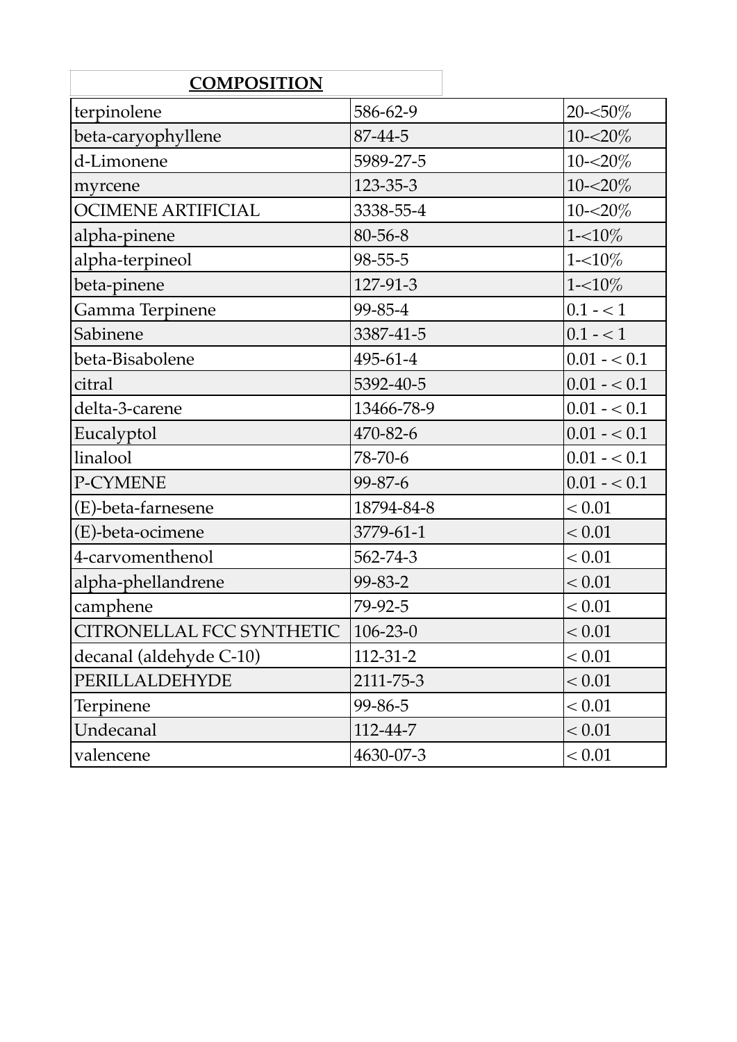**COMPOSITION**

| | | |
|---|---|---|
| terpinolene | 586-62-9 | 20-<50% |
| beta-caryophyllene | 87-44-5 | 10-<20% |
| d-Limonene | 5989-27-5 | 10-<20% |
| myrcene | 123-35-3 | 10-<20% |
| OCIMENE ARTIFICIAL | 3338-55-4 | 10-<20% |
| alpha-pinene | 80-56-8 | 1-<10% |
| alpha-terpineol | 98-55-5 | 1-<10% |
| beta-pinene | 127-91-3 | 1-<10% |
| Gamma Terpinene | 99-85-4 | 0.1 - < 1 |
| Sabinene | 3387-41-5 | 0.1 - < 1 |
| beta-Bisabolene | 495-61-4 | 0.01 - < 0.1 |
| citral | 5392-40-5 | 0.01 - < 0.1 |
| delta-3-carene | 13466-78-9 | 0.01 - < 0.1 |
| Eucalyptol | 470-82-6 | 0.01 - < 0.1 |
| linalool | 78-70-6 | 0.01 - < 0.1 |
| P-CYMENE | 99-87-6 | 0.01 - < 0.1 |
| (E)-beta-farnesene | 18794-84-8 | < 0.01 |
| (E)-beta-ocimene | 3779-61-1 | < 0.01 |
| 4-carvomenthenol | 562-74-3 | < 0.01 |
| alpha-phellandrene | 99-83-2 | < 0.01 |
| camphene | 79-92-5 | < 0.01 |
| CITRONELLAL FCC SYNTHETIC | 106-23-0 | < 0.01 |
| decanal (aldehyde C-10) | 112-31-2 | < 0.01 |
| PERILLALDEHYDE | 2111-75-3 | < 0.01 |
| Terpinene | 99-86-5 | < 0.01 |
| Undecanal | 112-44-7 | < 0.01 |
| valencene | 4630-07-3 | < 0.01 |